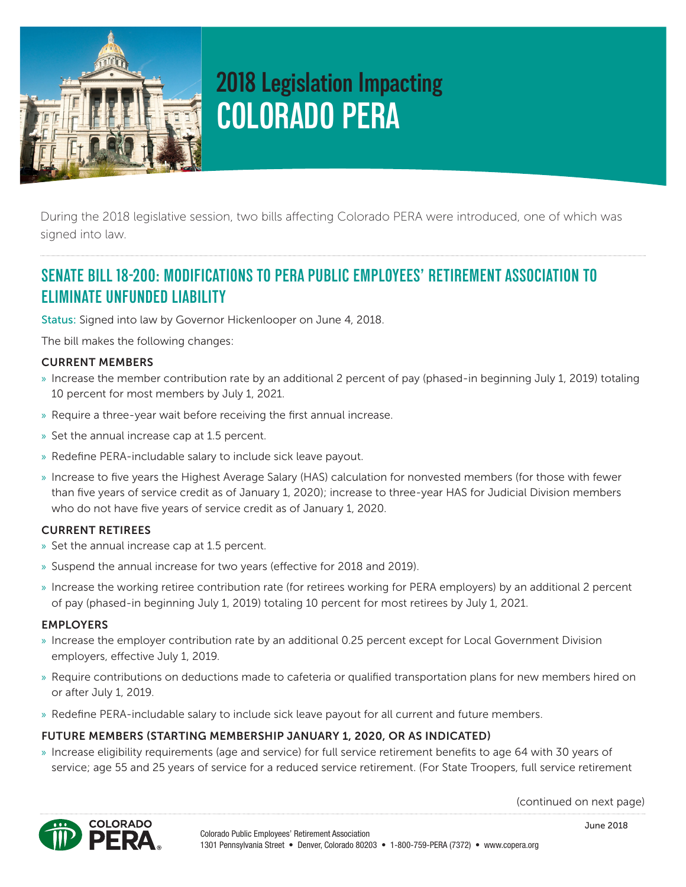# 2018 Legislation Impacting COLORADO PERA

During the 2018 legislative session, two bills affecting Colorado PERA were introduced, one of which was signed into law.

## SENATE BILL 18-200: MODIFICATIONS TO PERA PUBLIC EMPLOYEES' RETIREMENT ASSOCIATION TO ELIMINATE UNFUNDED LIABILITY

Status: Signed into law by Governor Hickenlooper on June 4, 2018.

The bill makes the following changes:

### CURRENT MEMBERS

- Increase the member contribution rate by an additional 2 percent of pay (phased-in beginning July 1, 2019) totaling 10 percent for most members by July 1, 2021.
- Require a three-year wait before receiving the first annual increase.
- Set the annual increase cap at 1.5 percent.
- Redefine PERA-includable salary to include sick leave payout.
- Increase to five years the Highest Average Salary (HAS) calculation for nonvested members (for those with fewer than five years of service credit as of January 1, 2020); increase to three-year HAS for Judicial Division members who do not have five years of service credit as of January 1, 2020.

### CURRENT RETIREES

- Set the annual increase cap at 1.5 percent.
- Suspend the annual increase for two years (effective for 2018 and 2019).
- Increase the working retiree contribution rate (for retirees working for PERA employers) by an additional 2 percent of pay (phased-in beginning July 1, 2019) totaling 10 percent for most retirees by July 1, 2021.

### EMPLOYERS

- Increase the employer contribution rate by an additional 0.25 percent except for Local Government Division employers, effective July 1, 2019.
- Require contributions on deductions made to cafeteria or qualified transportation plans for new members hired on or after July 1, 2019.
- Redefine PERA-includable salary to include sick leave payout for all current and future members.

### FUTURE MEMBERS (STARTING MEMBERSHIP JANUARY 1, 2020, OR AS INDICATED)

- Increase eligibility requirements (age and service) for full service retirement benefits to age 64 with 30 years of service; age 55 and 25 years of service for a reduced service retirement. (For State Troopers, full service retirement

(continued on next page)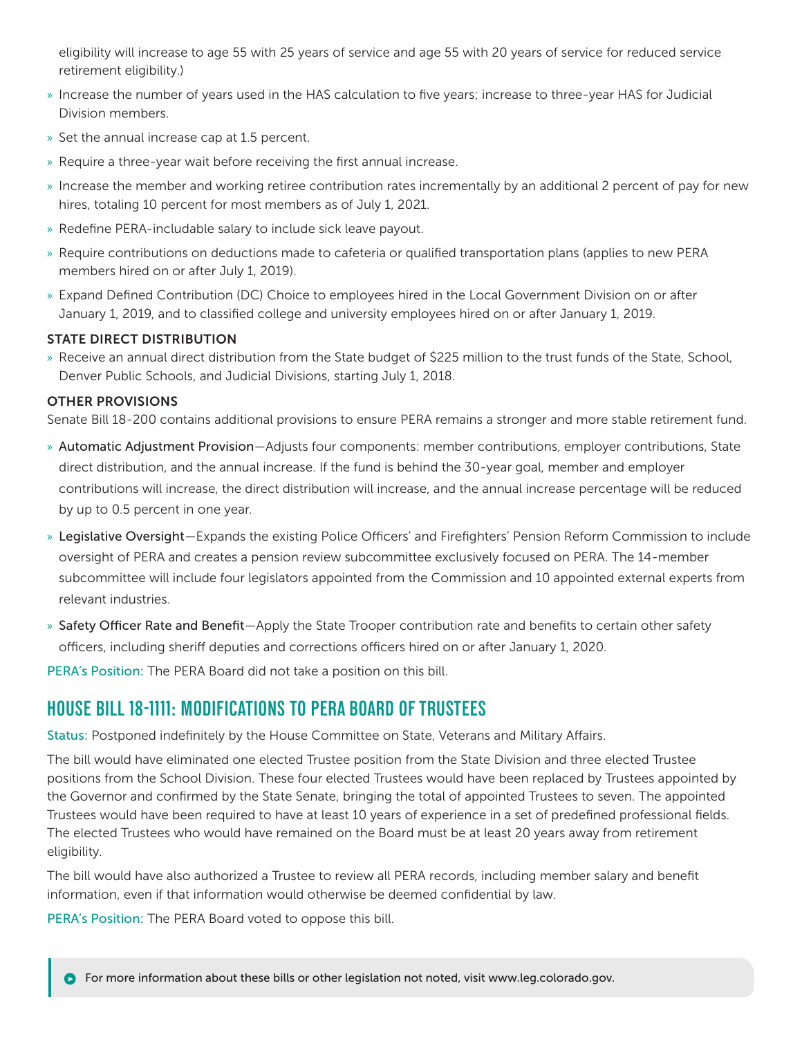eligibility will increase to age 55 with 25 years of service and age 55 with 20 years of service for reduced service retirement eligibility.)

- Increase the number of years used in the HAS calculation to five years; increase to three-year HAS for Judicial Division members.
- Set the annual increase cap at 1.5 percent.
- Require a three-year wait before receiving the first annual increase.
- Increase the member and working retiree contribution rates incrementally by an additional 2 percent of pay for new hires, totaling 10 percent for most members as of July 1, 2021.
- Redefine PERA-includable salary to include sick leave payout.
- Require contributions on deductions made to cafeteria or qualified transportation plans (applies to new PERA members hired on or after July 1, 2019).
- Expand Defined Contribution (DC) Choice to employees hired in the Local Government Division on or after January 1, 2019, and to classified college and university employees hired on or after January 1, 2019.

**STATE DIRECT DISTRIBUTION**

- Receive an annual direct distribution from the State budget of $225 million to the trust funds of the State, School, Denver Public Schools, and Judicial Divisions, starting July 1, 2018.

**OTHER PROVISIONS**

Senate Bill 18-200 contains additional provisions to ensure PERA remains a stronger and more stable retirement fund.

- Automatic Adjustment Provision—Adjusts four components: member contributions, employer contributions, State direct distribution, and the annual increase. If the fund is behind the 30-year goal, member and employer contributions will increase, the direct distribution will increase, and the annual increase percentage will be reduced by up to 0.5 percent in one year.
- Legislative Oversight—Expands the existing Police Officers' and Firefighters' Pension Reform Commission to include oversight of PERA and creates a pension review subcommittee exclusively focused on PERA. The 14-member subcommittee will include four legislators appointed from the Commission and 10 appointed external experts from relevant industries.
- Safety Officer Rate and Benefit—Apply the State Trooper contribution rate and benefits to certain other safety officers, including sheriff deputies and corrections officers hired on or after January 1, 2020.

PERA's Position: The PERA Board did not take a position on this bill.

## HOUSE BILL 18-1111: MODIFICATIONS TO PERA BOARD OF TRUSTEES

Status: Postponed indefinitely by the House Committee on State, Veterans and Military Affairs.

The bill would have eliminated one elected Trustee position from the State Division and three elected Trustee positions from the School Division. These four elected Trustees would have been replaced by Trustees appointed by the Governor and confirmed by the State Senate, bringing the total of appointed Trustees to seven. The appointed Trustees would have been required to have at least 10 years of experience in a set of predefined professional fields. The elected Trustees who would have remained on the Board must be at least 20 years away from retirement eligibility.

The bill would have also authorized a Trustee to review all PERA records, including member salary and benefit information, even if that information would otherwise be deemed confidential by law.

PERA's Position: The PERA Board voted to oppose this bill.

For more information about these bills or other legislation not noted, visit www.leg.colorado.gov.